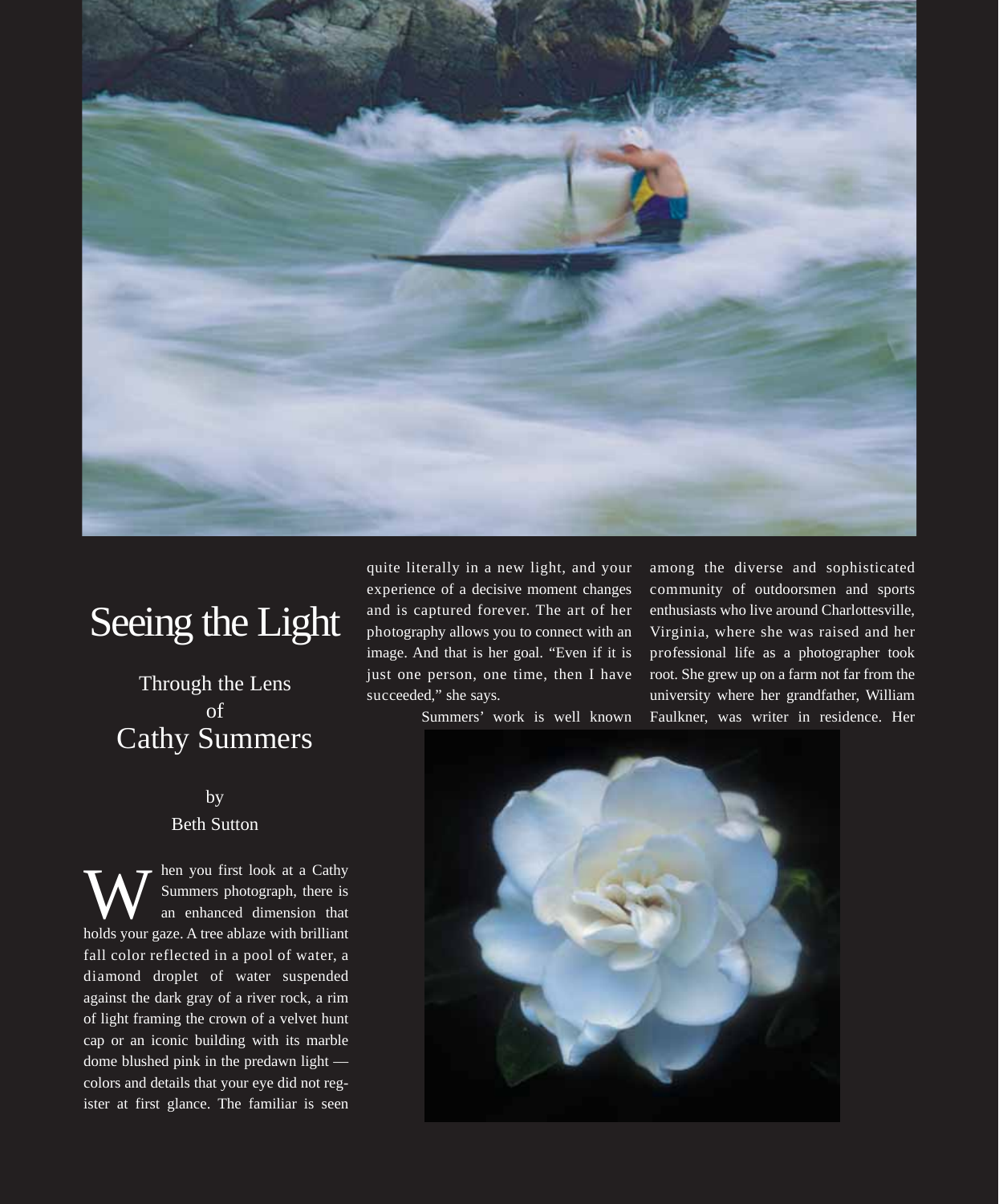# Seeing the Light

## Through the Lens of Cathy Summers

by
Beth Sutton

When you first look at a Cathy Summers photograph, there is an enhanced dimension that holds your gaze. A tree ablaze with brilliant fall color reflected in a pool of water, a diamond droplet of water suspended against the dark gray of a river rock, a rim of light framing the crown of a velvet hunt cap or an iconic building with its marble dome blushed pink in the predawn light — colors and details that your eye did not register at first glance. The familiar is seen quite literally in a new light, and your experience of a decisive moment changes and is captured forever. The art of her photography allows you to connect with an image. And that is her goal. "Even if it is just one person, one time, then I have succeeded," she says.

Summers' work is well known among the diverse and sophisticated community of outdoorsmen and sports enthusiasts who live around Charlottesville, Virginia, where she was raised and her professional life as a photographer took root. She grew up on a farm not far from the university where her grandfather, William Faulkner, was writer in residence. Her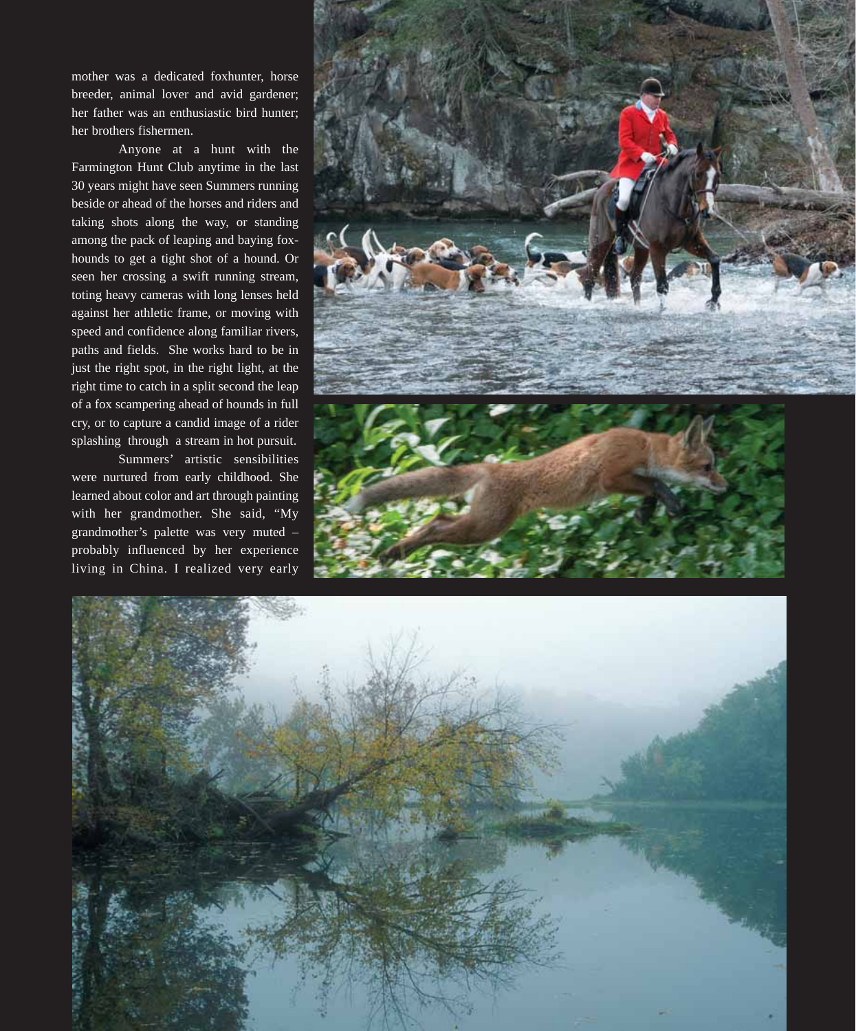mother was a dedicated foxhunter, horse breeder, animal lover and avid gardener; her father was an enthusiastic bird hunter; her brothers fishermen.

Anyone at a hunt with the Farmington Hunt Club anytime in the last 30 years might have seen Summers running beside or ahead of the horses and riders and taking shots along the way, or standing among the pack of leaping and baying foxhounds to get a tight shot of a hound. Or seen her crossing a swift running stream, toting heavy cameras with long lenses held against her athletic frame, or moving with speed and confidence along familiar rivers, paths and fields. She works hard to be in just the right spot, in the right light, at the right time to catch in a split second the leap of a fox scampering ahead of hounds in full cry, or to capture a candid image of a rider splashing through a stream in hot pursuit.

Summers' artistic sensibilities were nurtured from early childhood. She learned about color and art through painting with her grandmother. She said, "My grandmother's palette was very muted – probably influenced by her experience living in China. I realized very early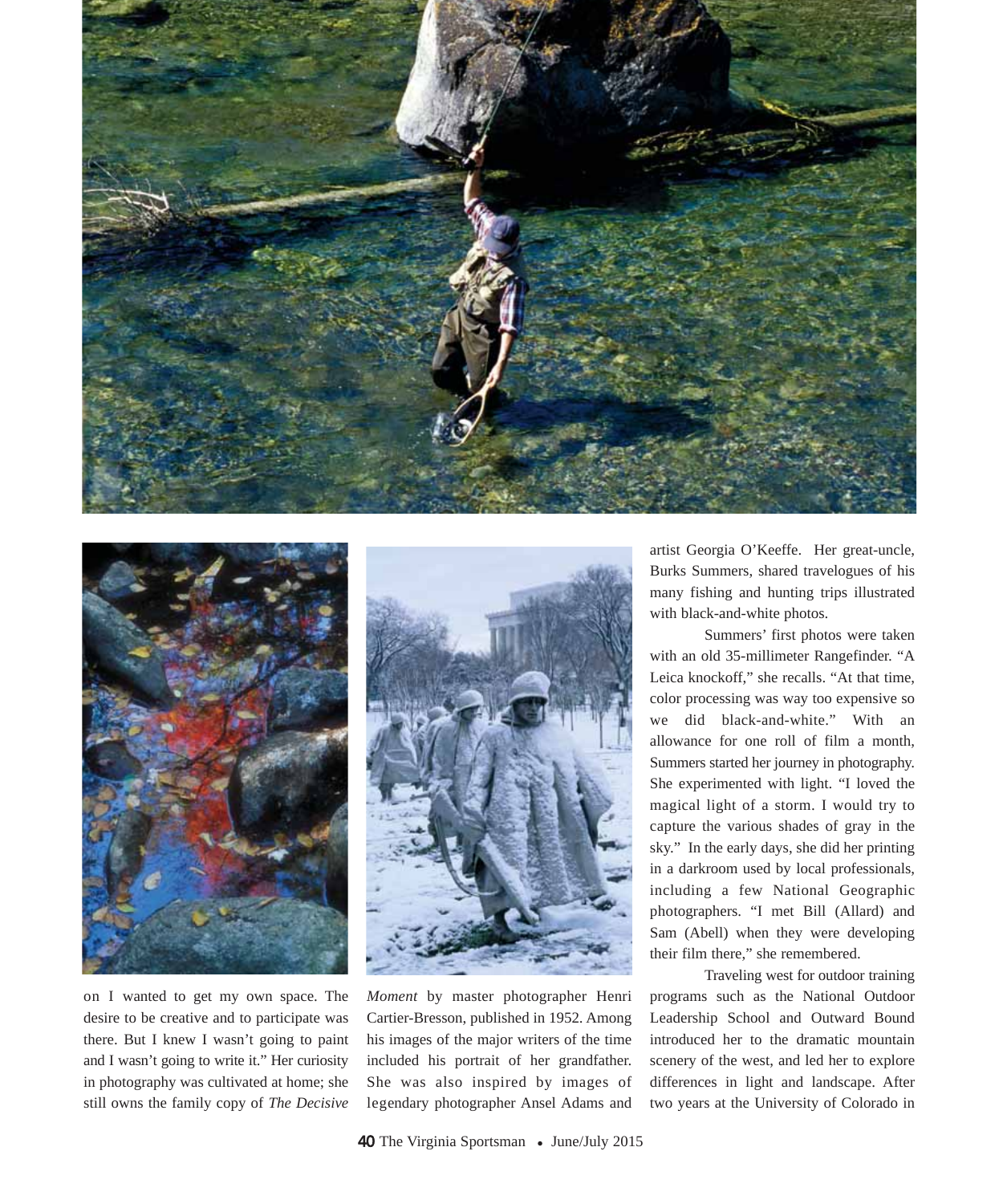on I wanted to get my own space. The desire to be creative and to participate was there. But I knew I wasn't going to paint and I wasn't going to write it." Her curiosity in photography was cultivated at home; she still owns the family copy of *The Decisive Moment* by master photographer Henri Cartier-Bresson, published in 1952. Among his images of the major writers of the time included his portrait of her grandfather. She was also inspired by images of legendary photographer Ansel Adams and artist Georgia O'Keeffe. Her great-uncle, Burks Summers, shared travelogues of his many fishing and hunting trips illustrated with black-and-white photos.

Summers' first photos were taken with an old 35-millimeter Rangefinder. "A Leica knockoff," she recalls. "At that time, color processing was way too expensive so we did black-and-white." With an allowance for one roll of film a month, Summers started her journey in photography. She experimented with light. "I loved the magical light of a storm. I would try to capture the various shades of gray in the sky." In the early days, she did her printing in a darkroom used by local professionals, including a few National Geographic photographers. "I met Bill (Allard) and Sam (Abell) when they were developing their film there," she remembered.

Traveling west for outdoor training programs such as the National Outdoor Leadership School and Outward Bound introduced her to the dramatic mountain scenery of the west, and led her to explore differences in light and landscape. After two years at the University of Colorado in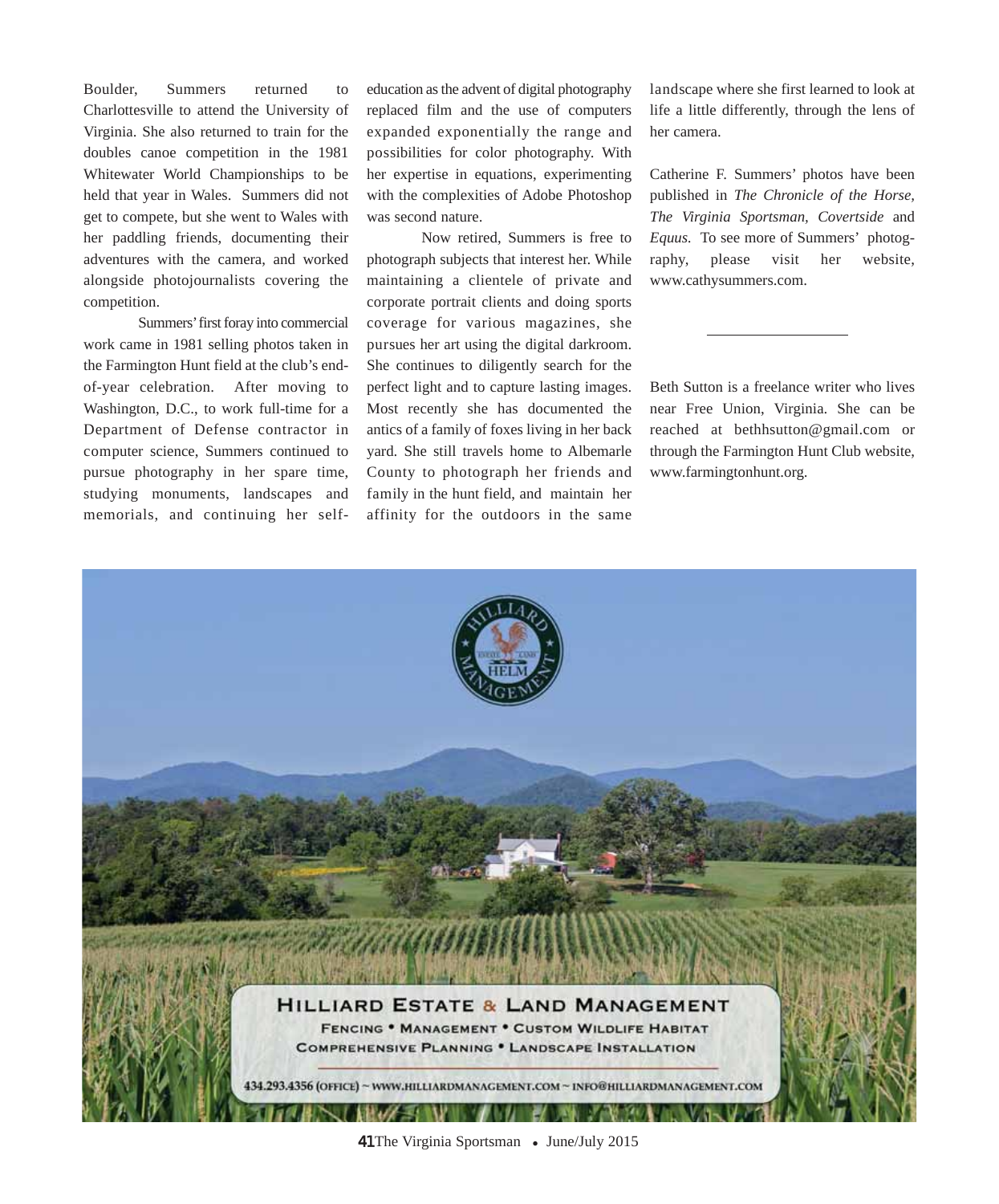Boulder, Summers returned to Charlottesville to attend the University of Virginia. She also returned to train for the doubles canoe competition in the 1981 Whitewater World Championships to be held that year in Wales. Summers did not get to compete, but she went to Wales with her paddling friends, documenting their adventures with the camera, and worked alongside photojournalists covering the competition.

Summers' first foray into commercial work came in 1981 selling photos taken in the Farmington Hunt field at the club's end-of-year celebration. After moving to Washington, D.C., to work full-time for a Department of Defense contractor in computer science, Summers continued to pursue photography in her spare time, studying monuments, landscapes and memorials, and continuing her self-education as the advent of digital photography replaced film and the use of computers expanded exponentially the range and possibilities for color photography. With her expertise in equations, experimenting with the complexities of Adobe Photoshop was second nature.

Now retired, Summers is free to photograph subjects that interest her. While maintaining a clientele of private and corporate portrait clients and doing sports coverage for various magazines, she pursues her art using the digital darkroom. She continues to diligently search for the perfect light and to capture lasting images. Most recently she has documented the antics of a family of foxes living in her back yard. She still travels home to Albemarle County to photograph her friends and family in the hunt field, and maintain her affinity for the outdoors in the same landscape where she first learned to look at life a little differently, through the lens of her camera.

Catherine F. Summers' photos have been published in *The Chronicle of the Horse, The Virginia Sportsman, Covertside* and *Equus.* To see more of Summers' photography, please visit her website, www.cathysummers.com.

---

Beth Sutton is a freelance writer who lives near Free Union, Virginia. She can be reached at bethhsutton@gmail.com or through the Farmington Hunt Club website, www.farmingtonhunt.org.

HILLIARD ESTATE & LAND MANAGEMENT

FENCING • MANAGEMENT • CUSTOM WILDLIFE HABITAT

COMPREHENSIVE PLANNING • LANDSCAPE INSTALLATION

434.293.4356 (OFFICE) ~ WWW.HILLIARDMANAGEMENT.COM ~ INFO@HILLIARDMANAGEMENT.COM